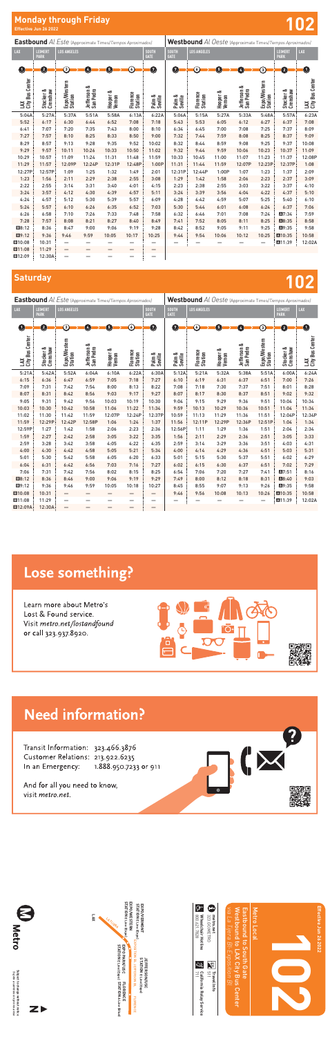# Monday through Friday

Effective Jun 26 2022

# 102

| Eastbound *Al Este (Approximate Times/Tiempos Aproximados)* | | | | | | | Westbound *Al Oeste (Approximate Times/Tiempos Aproximados)* | | | | | | |
|---|---|---|---|---|---|---|---|---|---|---|---|---|---|
| LAX | LEIMERT PARK | LOS ANGELES | | | | SOUTH GATE | SOUTH GATE | LOS ANGELES | | | | LEIMERT PARK | LAX |
| 1 | 2 | 3 | 4 | 5 | 6 | 7 | 7 | 6 | 5 | 4 | 3 | 2 | 1 |
| LAX City Bus Center | Stocker & Crenshaw | Expo/Western Station | Jefferson & San Pedro | Hooper & Vernon | Florence Station | Palm & Seville | Palm & Seville | Florence Station | Hooper & Vernon | Jefferson & San Pedro | Expo/Western Station | Stocker & Crenshaw | LAX City Bus Center |
| 5:04A | 5:27A | 5:37A | 5:51A | 5:58A | 6:13A | 6:22A | 5:06A | 5:15A | 5:27A | 5:33A | 5:48A | 5:57A | 6:23A |
| 5:52 | 6:17 | 6:30 | 6:44 | 6:52 | 7:08 | 7:18 | 5:43 | 5:53 | 6:05 | 6:12 | 6:27 | 6:37 | 7:08 |
| 6:41 | 7:07 | 7:20 | 7:35 | 7:43 | 8:00 | 8:10 | 6:34 | 6:45 | 7:00 | 7:08 | 7:25 | 7:37 | 8:09 |
| 7:27 | 7:57 | 8:10 | 8:25 | 8:33 | 8:50 | 9:00 | 7:32 | 7:44 | 7:59 | 8:08 | 8:25 | 8:37 | 9:09 |
| 8:29 | 8:57 | 9:13 | 9:28 | 9:35 | 9:52 | 10:02 | 8:32 | 8:44 | 8:59 | 9:08 | 9:25 | 9:37 | 10:08 |
| 9:29 | 9:57 | 10:11 | 10:26 | 10:33 | 10:50 | 11:02 | 9:32 | 9:44 | 9:59 | 10:06 | 10:23 | 10:37 | 11:09 |
| 10:29 | 10:57 | 11:09 | 11:24 | 11:31 | 11:48 | 11:59 | 10:33 | 10:45 | 11:00 | 11:07 | 11:23 | 11:37 | 12:08P |
| 11:29 | 11:57 | 12:09P | 12:24P | 12:31P | 12:48P | 1:00P | 11:31 | 11:44 | 11:59 | 12:07P | 12:23P | 12:37P | 1:08 |
| 12:27P | 12:57P | 1:09 | 1:25 | 1:32 | 1:49 | 2:01 | 12:31P | 12:44P | 1:00P | 1:07 | 1:23 | 1:37 | 2:09 |
| 1:23 | 1:56 | 2:11 | 2:29 | 2:38 | 2:55 | 3:08 | 1:29 | 1:42 | 1:58 | 2:06 | 2:23 | 2:37 | 3:09 |
| 2:22 | 2:55 | 3:14 | 3:31 | 3:40 | 4:01 | 4:15 | 2:23 | 2:38 | 2:55 | 3:03 | 3:22 | 3:37 | 4:10 |
| 3:24 | 3:57 | 4:12 | 4:30 | 4:39 | 4:57 | 5:11 | 3:24 | 3:39 | 3:56 | 4:04 | 4:22 | 4:37 | 5:10 |
| 4:24 | 4:57 | 5:12 | 5:30 | 5:39 | 5:57 | 6:09 | 4:28 | 4:42 | 4:59 | 5:07 | 5:25 | 5:40 | 6:10 |
| 5:24 | 5:57 | 6:10 | 6:26 | 6:35 | 6:52 | 7:03 | 5:30 | 5:44 | 6:01 | 6:08 | 6:24 | 6:37 | 7:06 |
| 6:26 | 6:58 | 7:10 | 7:26 | 7:33 | 7:48 | 7:58 | 6:32 | 6:46 | 7:01 | 7:08 | 7:24 | A7:36 | 7:59 |
| 7:28 | 7:57 | 8:08 | 8:21 | 8:27 | 8:40 | 8:49 | 7:41 | 7:52 | 8:05 | 8:11 | 8:25 | A8:35 | 8:58 |
| A8:12 | 8:36 | 8:47 | 9:00 | 9:06 | 9:19 | 9:28 | 8:42 | 8:52 | 9:05 | 9:11 | 9:25 | A9:35 | 9:58 |
| A9:12 | 9:36 | 9:46 | 9:59 | 10:05 | 10:17 | 10:25 | 9:44 | 9:54 | 10:06 | 10:12 | 10:25 | A10:35 | 10:58 |
| A10:08 | 10:31 | — | — | — | — | — | — | — | — | — | — | A11:39 | 12:02A |
| A11:08 | 11:29 | — | — | — | — | — | | | | | | | |
| A12:09 | 12:30A | — | — | — | — | — | | | | | | | |

# Saturday

# 102

| Eastbound *Al Este (Approximate Times/Tiempos Aproximados)* | | | | | | | Westbound *Al Oeste (Approximate Times/Tiempos Aproximados)* | | | | | | |
|---|---|---|---|---|---|---|---|---|---|---|---|---|---|
| LAX | LEIMERT PARK | LOS ANGELES | | | | SOUTH GATE | SOUTH GATE | LOS ANGELES | | | | LEIMERT PARK | LAX |
| 1 | 2 | 3 | 4 | 5 | 6 | 7 | 7 | 6 | 5 | 4 | 3 | 2 | 1 |
| LAX City Bus Center | Stocker & Crenshaw | Expo/Western Station | Jefferson & San Pedro | Hooper & Vernon | Florence Station | Palm & Seville | Palm & Seville | Florence Station | Hooper & Vernon | Jefferson & San Pedro | Expo/Western Station | Stocker & Crenshaw | LAX City Bus Center |
| 5:21A | 5:42A | 5:52A | 6:04A | 6:10A | 6:22A | 6:30A | 5:12A | 5:21A | 5:32A | 5:38A | 5:51A | 6:00A | 6:24A |
| 6:15 | 6:36 | 6:47 | 6:59 | 7:05 | 7:18 | 7:27 | 6:10 | 6:19 | 6:31 | 6:37 | 6:51 | 7:00 | 7:26 |
| 7:09 | 7:31 | 7:42 | 7:54 | 8:00 | 8:13 | 8:22 | 7:08 | 7:18 | 7:30 | 7:37 | 7:51 | 8:01 | 8:28 |
| 8:07 | 8:31 | 8:42 | 8:56 | 9:03 | 9:17 | 9:27 | 8:07 | 8:17 | 8:30 | 8:37 | 8:51 | 9:02 | 9:32 |
| 9:05 | 9:31 | 9:42 | 9:56 | 10:03 | 10:19 | 10:30 | 9:04 | 9:15 | 9:29 | 9:36 | 9:51 | 10:04 | 10:34 |
| 10:03 | 10:30 | 10:42 | 10:58 | 11:06 | 11:22 | 11:34 | 9:59 | 10:13 | 10:29 | 10:36 | 10:51 | 11:04 | 11:34 |
| 11:02 | 11:30 | 11:42 | 11:59 | 12:07P | 12:24P | 12:37P | 10:59 | 11:13 | 11:29 | 11:36 | 11:51 | 12:04P | 12:34P |
| 11:59 | 12:29P | 12:42P | 12:58P | 1:06 | 1:24 | 1:37 | 11:56 | 12:11P | 12:29P | 12:36P | 12:51P | 1:04 | 1:34 |
| 12:59P | 1:27 | 1:42 | 1:58 | 2:06 | 2:23 | 2:36 | 12:56P | 1:11 | 1:29 | 1:36 | 1:51 | 2:04 | 2:34 |
| 1:59 | 2:27 | 2:42 | 2:58 | 3:09 | 3:22 | 3:35 | 1:56 | 2:11 | 2:29 | 2:36 | 2:51 | 3:05 | 3:33 |
| 2:59 | 3:28 | 3:42 | 3:58 | 4:05 | 4:22 | 4:35 | 2:59 | 3:14 | 3:29 | 3:36 | 3:51 | 4:03 | 4:31 |
| 4:00 | 4:30 | 4:42 | 4:58 | 5:05 | 5:21 | 5:34 | 4:00 | 4:14 | 4:29 | 4:36 | 4:51 | 5:03 | 5:31 |
| 5:01 | 5:30 | 5:42 | 5:58 | 6:05 | 6:20 | 6:33 | 5:01 | 5:15 | 5:30 | 5:37 | 5:51 | 6:02 | 6:29 |
| 6:04 | 6:31 | 6:42 | 6:56 | 7:03 | 7:16 | 7:27 | 6:02 | 6:15 | 6:30 | 6:37 | 6:51 | 7:02 | 7:29 |
| 7:06 | 7:31 | 7:42 | 7:56 | 8:02 | 8:15 | 8:25 | 6:54 | 7:06 | 7:20 | 7:27 | 7:41 | A7:51 | 8:16 |
| A8:12 | 8:36 | 8:46 | 9:00 | 9:06 | 9:19 | 9:29 | 7:49 | 8:00 | 8:12 | 8:18 | 8:31 | A8:40 | 9:03 |
| A9:12 | 9:36 | 9:46 | 9:59 | 10:05 | 10:18 | 10:27 | 8:45 | 8:55 | 9:07 | 9:13 | 9:26 | A9:35 | 9:58 |
| A10:08 | 10:31 | — | — | — | — | — | 9:46 | 9:56 | 10:08 | 10:13 | 10:26 | A10:35 | 10:58 |
| A11:08 | 11:29 | — | — | — | — | — | — | — | — | — | — | A11:39 | 12:02A |
| A12:09A | 12:30A | — | — | — | — | — | | | | | | | |

# Lose something?

Learn more about Metro's Lost & Found service. Visit metro.net/lostandfound or call 323.937.8920.

# Need information?

Transit Information: 323.466.3876
Customer Relations: 213.922.6235
In an Emergency: 1.888.950.7233 or 911

And for all you need to know, visit metro.net.

# 102

Effective Jun 26 2022

Metro Local

Eastbound to South Gate
Westbound to LAX City Bus Center
via La Tijera Bl-Exposition Bl

metro.net
323.GO.METRO

Wheelchair Hotline
800.621.7828

Travel Info
511

California Relay Service
711

Metro

Subject to change without notice
Sujeto a cambios sin previo aviso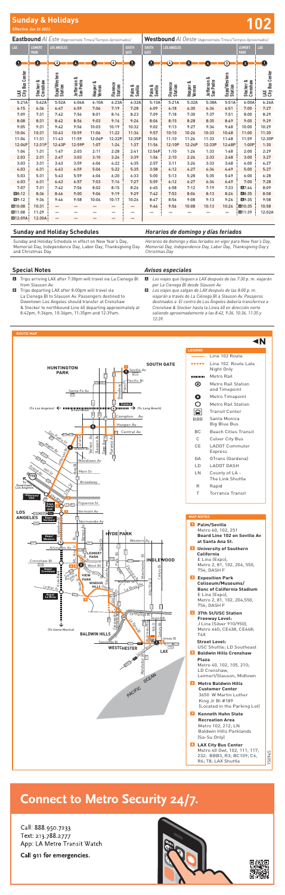# Sunday & Holidays

**Effective Jun 26 2022**

# 102

## Eastbound *Al Este (Approximate Times/Tiempos Aproximados)*

| LAX | LEIMERT PARK | LOS ANGELES | | | | SOUTH GATE |
|---|---|---|---|---|---|---|
| 1 | 2 | 3 | 4 | 5 | 6 | 7 |
| LAX City Bus Center | Stocker & Crenshaw | Expo/Western Station | Jefferson & San Pedro | Hooper & Vernon | Florence Station | Palm & Seville |
| 5:21A | 5:42A | 5:52A | 6:04A | 6:10A | 6:23A | 6:32A |
| 6:15 | 6:36 | 6:47 | 6:59 | 7:06 | 7:19 | 7:28 |
| 7:09 | 7:31 | 7:42 | 7:54 | 8:01 | 8:14 | 8:23 |
| 8:08 | 8:31 | 8:42 | 8:56 | 9:03 | 9:16 | 9:26 |
| 9:05 | 9:31 | 9:42 | 9:56 | 10:03 | 10:19 | 10:32 |
| 10:04 | 10:31 | 10:43 | 10:59 | 11:06 | 11:22 | 11:34 |
| 11:04 | 11:31 | 11:43 | 11:59 | 12:06P | 12:22P | 12:35P |
| 12:04P | 12:31P | 12:43P | 12:59P | 1:07 | 1:24 | 1:37 |
| 1:04 | 1:31 | 1:47 | 2:03 | 2:11 | 2:28 | 2:41 |
| 2:03 | 2:31 | 2:47 | 3:03 | 3:10 | 3:26 | 3:39 |
| 3:03 | 3:31 | 3:43 | 3:59 | 4:06 | 4:22 | 4:35 |
| 4:03 | 4:31 | 4:43 | 4:59 | 5:06 | 5:22 | 5:35 |
| 5:03 | 5:31 | 5:43 | 5:59 | 6:06 | 6:20 | 6:33 |
| 6:03 | 6:31 | 6:43 | 6:57 | 7:03 | 7:16 | 7:27 |
| 7:07 | 7:31 | 7:42 | 7:56 | 8:02 | 8:15 | 8:26 |
| A 8:12 | 8:36 | 8:46 | 9:00 | 9:06 | 9:19 | 9:29 |
| A 9:12 | 9:36 | 9:46 | 9:58 | 10:04 | 10:17 | 10:26 |
| B 10:08 | 10:31 | — | — | — | — | — |
| B 11:08 | 11:29 | — | — | — | — | — |
| B 12:09A | 12:30A | — | — | — | — | — |

## Westbound *Al Oeste (Approximate Times/Tiempos Aproximados)*

| SOUTH GATE | LOS ANGELES | | | | LEIMERT PARK | LAX |
|---|---|---|---|---|---|---|
| 7 | 6 | 5 | 4 | 3 | 2 | 1 |
| Palm & Seville | Florence Station | Hooper & Vernon | Jefferson & San Pedro | Expo/Western Station | Stocker & Crenshaw | LAX City Bus Center |
| 5:13A | 5:21A | 5:32A | 5:38A | 5:51A | 6:00A | 6:26A |
| 6:09 | 6:18 | 6:30 | 6:36 | 6:51 | 7:00 | 7:27 |
| 7:09 | 7:18 | 7:30 | 7:37 | 7:51 | 8:00 | 8:29 |
| 8:06 | 8:15 | 8:28 | 8:35 | 8:49 | 9:00 | 9:29 |
| 9:02 | 9:13 | 9:27 | 9:34 | 9:48 | 10:00 | 10:29 |
| 9:57 | 10:10 | 10:26 | 10:33 | 10:48 | 11:00 | 11:30 |
| 10:56 | 11:10 | 11:26 | 11:33 | 11:48 | 11:59 | 12:30P |
| 11:56 | 12:10P | 12:26P | 12:33P | 12:48P | 1:00P | 1:30 |
| 12:56P | 1:10 | 1:26 | 1:33 | 1:48 | 2:00 | 2:29 |
| 1:56 | 2:10 | 2:26 | 2:33 | 2:48 | 3:00 | 3:27 |
| 2:57 | 3:11 | 3:26 | 3:33 | 3:48 | 4:00 | 4:27 |
| 3:58 | 4:12 | 4:27 | 4:34 | 4:49 | 5:00 | 5:27 |
| 5:00 | 5:13 | 5:28 | 5:35 | 5:49 | 6:00 | 6:28 |
| 5:59 | 6:12 | 6:27 | 6:34 | 6:49 | 7:00 | 7:28 |
| 6:45 | 6:58 | 7:12 | 7:19 | 7:33 | A 7:44 | 8:09 |
| 7:42 | 7:53 | 8:06 | 8:13 | 8:26 | A 8:35 | 8:58 |
| 8:47 | 8:56 | 9:08 | 9:13 | 9:26 | A 9:35 | 9:58 |
| 9:46 | 9:56 | 10:08 | 10:13 | 10:26 | A 10:35 | 10:58 |
| — | — | — | — | — | A 11:39 | 12:02A |

## Sunday and Holiday Schedules

Sunday and Holiday Schedule in effect on New Year's Day, Memorial Day, Independence Day, Labor Day, Thanksgiving Day and Christmas Day.

## *Horarios de domingo y días feriados*

*Horarios de domingo y días feriados en vigor para New Year's Day, Memorial Day, Independence Day, Labor Day, Thanksgiving Day y Christmas Day*

## Special Notes

**A** Trips arriving LAX after 7:30pm will travel via La Cienega Bl from Slauson Av.

**B** Trips departing LAX after 8:00pm will travel via La Cienega Bl to Slauson Av. Passengers destined to Downtown Los Angeles should transfer at Crenshaw & Stocker to northbound Line 40 departing approximately at 8:42pm, 9:36pm, 10:36pm, 11:35pm and 12:39am.

## *Avisos especiales*

**A** *Los viajes que lleguen a LAX después de las 7:30 p. m. viajarán por La Cienega Bl desde Slauson Av.*

**B** *Los viajes que salgan de LAX después de las 8:00 p. m. viajarán a través de La Ciénega Bl a Slauson Av. Pasajeros destinados a El centro de Los Ángeles debería transferirse a Crenshaw & Stocker hasta la Línea 40 en dirección norte saliendo aproximadamente a las 8:42, 9:36, 10:36, 11:35 y 12:39.*

## Route Map

Huntington Park, South Gate, Los Angeles, Hyde Park, Leimert Park, View Park, Windsor Hills, Inglewood, Baldwin Hills, Westchester, LAX, Pacific Ocean

### Legend

- Line 102 Route
- Line 102 Route Late Night Only
- Metro Rail
- Metro Rail Station and Timepoint
- Metro Timepoint
- Metro Rail Station
- Transit Center
- BBB Santa Monica Big Blue Bus
- BC Beach Cities Transit
- C Culver City Bus
- CE LADOT Commuter Express
- GA GTrans (Gardena)
- LD LADOT DASH
- LN County of LA - The Link Shuttle
- R Rapid
- T Torrance Transit

### Map Notes

1. **Palm/Seville** Metro 60, 102, 251. Board Line 102 on Seville Av at Santa Ana St.
2. **University of Southern California** E Line (Expo), Metro 2, 81, 102, 204, 550, 754; DASH F
3. **Exposition Park Coliseum/Museums/Banc of California Stadium** E Line (Expo), Metro 2, 81, 102, 204, 550, 754; DASH F
4. **37th St/USC Station Freeway Level:** J Line (Silver 910/950), Metro 460; CE438, CE448; T4X. **Street Level:** USC Shuttle; LD Southeast
5. **Baldwin Hills Crenshaw Plaza** Metro 40, 102, 105, 210; LD Crenshaw, Leimert/Slauson, Midtown
6. **Metro Baldwin Hills Customer Center** 3650 W Martin Luther King Jr Bl #189 (Located in the Parking Lot)
7. **Kenneth Hahn State Recreation Area** Metro 102, 212; LN Baldwin Hills Parklands (Sa-Su Only)
8. **LAX City Bus Center** Metro 40 Owl, 102, 111, 117, 232; BBB3, R3; BC109; C6, R6; T8; LAX Shuttle

# Connect to Metro Security 24/7.

Call: 888.950.7233
Text: 213.788.2777
App: LA Metro Transit Watch

**Call 911 for emergencies.**